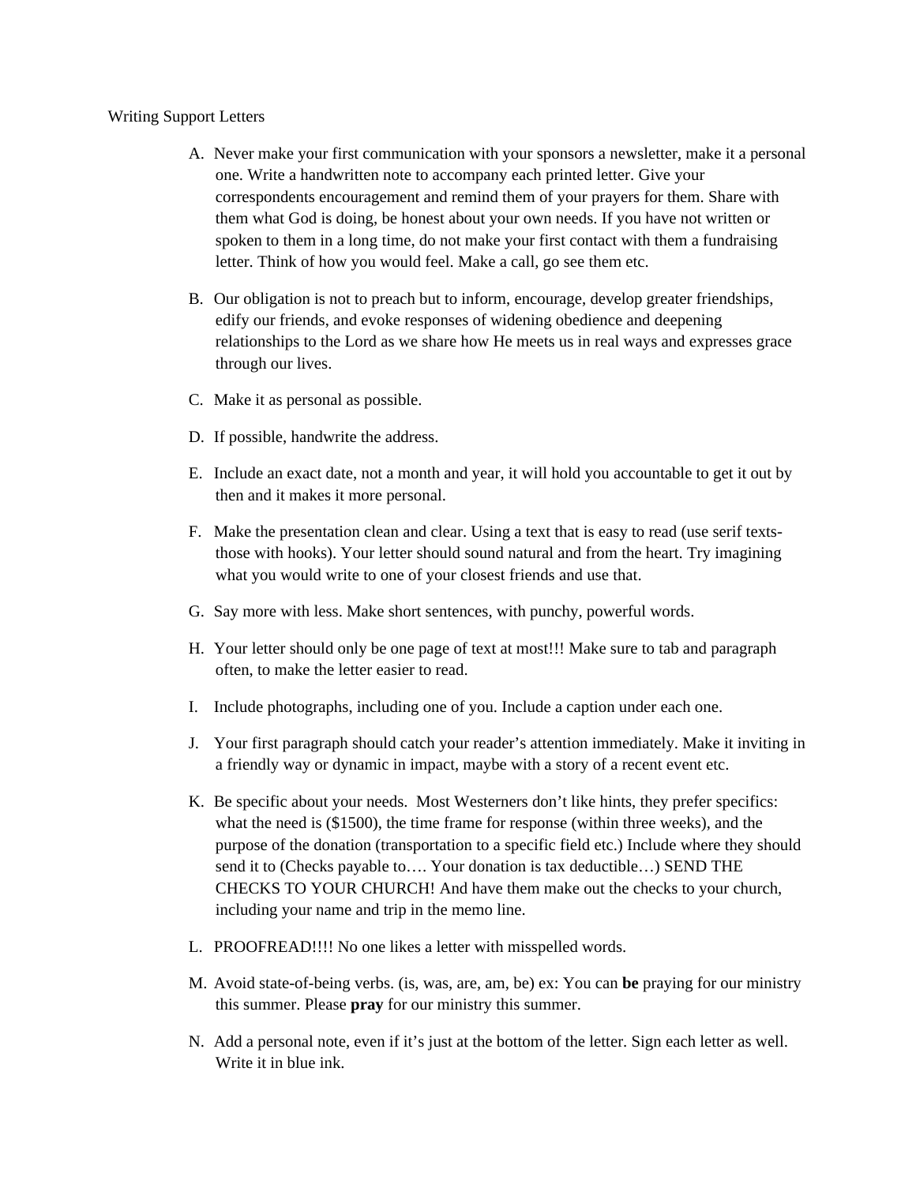Writing Support Letters

A. Never make your first communication with your sponsors a newsletter, make it a personal one. Write a handwritten note to accompany each printed letter. Give your correspondents encouragement and remind them of your prayers for them. Share with them what God is doing, be honest about your own needs. If you have not written or spoken to them in a long time, do not make your first contact with them a fundraising letter. Think of how you would feel. Make a call, go see them etc.

B. Our obligation is not to preach but to inform, encourage, develop greater friendships, edify our friends, and evoke responses of widening obedience and deepening relationships to the Lord as we share how He meets us in real ways and expresses grace through our lives.

C. Make it as personal as possible.

D. If possible, handwrite the address.

E. Include an exact date, not a month and year, it will hold you accountable to get it out by then and it makes it more personal.

F. Make the presentation clean and clear. Using a text that is easy to read (use serif texts-those with hooks). Your letter should sound natural and from the heart. Try imagining what you would write to one of your closest friends and use that.

G. Say more with less. Make short sentences, with punchy, powerful words.

H. Your letter should only be one page of text at most!!! Make sure to tab and paragraph often, to make the letter easier to read.

I. Include photographs, including one of you. Include a caption under each one.

J. Your first paragraph should catch your reader's attention immediately. Make it inviting in a friendly way or dynamic in impact, maybe with a story of a recent event etc.

K. Be specific about your needs. Most Westerners don't like hints, they prefer specifics: what the need is ($1500), the time frame for response (within three weeks), and the purpose of the donation (transportation to a specific field etc.) Include where they should send it to (Checks payable to…. Your donation is tax deductible…) SEND THE CHECKS TO YOUR CHURCH! And have them make out the checks to your church, including your name and trip in the memo line.

L. PROOFREAD!!!! No one likes a letter with misspelled words.

M. Avoid state-of-being verbs. (is, was, are, am, be) ex: You can **be** praying for our ministry this summer. Please **pray** for our ministry this summer.

N. Add a personal note, even if it's just at the bottom of the letter. Sign each letter as well. Write it in blue ink.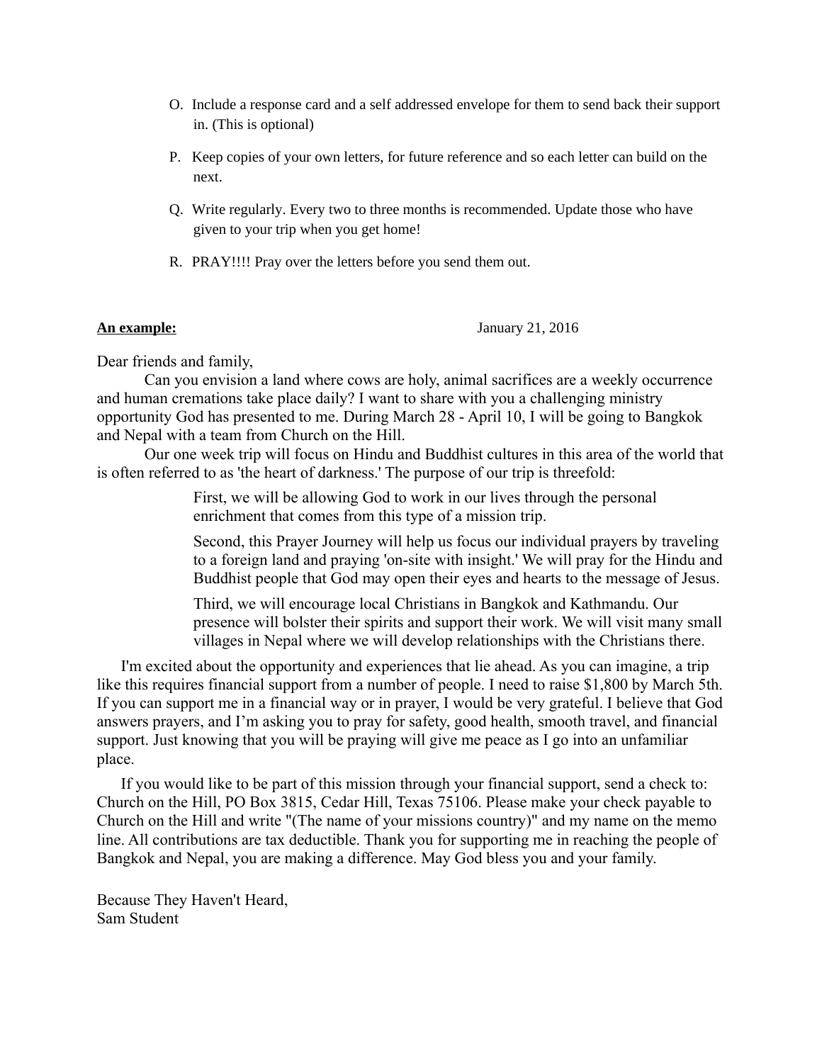O. Include a response card and a self addressed envelope for them to send back their support in. (This is optional)

P. Keep copies of your own letters, for future reference and so each letter can build on the next.

Q. Write regularly. Every two to three months is recommended. Update those who have given to your trip when you get home!

R. PRAY!!!! Pray over the letters before you send them out.

**<u>An example:</u>** January 21, 2016

Dear friends and family,

Can you envision a land where cows are holy, animal sacrifices are a weekly occurrence and human cremations take place daily? I want to share with you a challenging ministry opportunity God has presented to me. During March 28 - April 10, I will be going to Bangkok and Nepal with a team from Church on the Hill.

Our one week trip will focus on Hindu and Buddhist cultures in this area of the world that is often referred to as 'the heart of darkness.' The purpose of our trip is threefold:

> First, we will be allowing God to work in our lives through the personal enrichment that comes from this type of a mission trip.
>
> Second, this Prayer Journey will help us focus our individual prayers by traveling to a foreign land and praying 'on-site with insight.' We will pray for the Hindu and Buddhist people that God may open their eyes and hearts to the message of Jesus.
>
> Third, we will encourage local Christians in Bangkok and Kathmandu. Our presence will bolster their spirits and support their work. We will visit many small villages in Nepal where we will develop relationships with the Christians there.

I'm excited about the opportunity and experiences that lie ahead. As you can imagine, a trip like this requires financial support from a number of people. I need to raise $1,800 by March 5th. If you can support me in a financial way or in prayer, I would be very grateful. I believe that God answers prayers, and I'm asking you to pray for safety, good health, smooth travel, and financial support. Just knowing that you will be praying will give me peace as I go into an unfamiliar place.

If you would like to be part of this mission through your financial support, send a check to: Church on the Hill, PO Box 3815, Cedar Hill, Texas 75106. Please make your check payable to Church on the Hill and write "(The name of your missions country)" and my name on the memo line. All contributions are tax deductible. Thank you for supporting me in reaching the people of Bangkok and Nepal, you are making a difference. May God bless you and your family.

Because They Haven't Heard,  
Sam Student